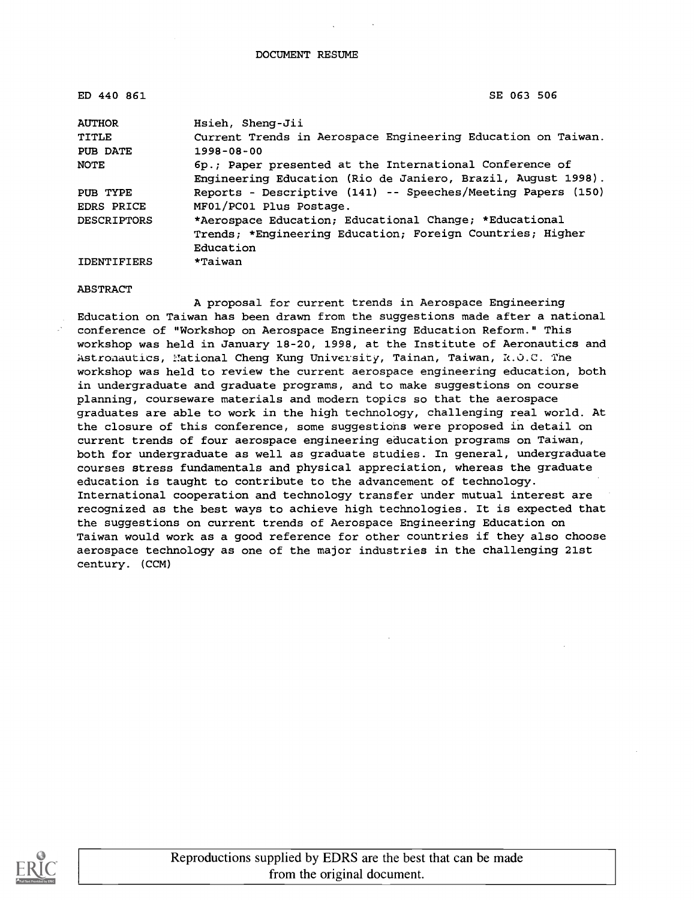DOCUMENT RESUME

| | |
|---|---|
| ED 440 861 | SE 063 506 |
| AUTHOR | Hsieh, Sheng-Jii |
| TITLE | Current Trends in Aerospace Engineering Education on Taiwan. |
| PUB DATE | 1998-08-00 |
| NOTE | 6p.; Paper presented at the International Conference of Engineering Education (Rio de Janiero, Brazil, August 1998). |
| PUB TYPE | Reports - Descriptive (141) -- Speeches/Meeting Papers (150) |
| EDRS PRICE | MF01/PC01 Plus Postage. |
| DESCRIPTORS | *Aerospace Education; Educational Change; *Educational Trends; *Engineering Education; Foreign Countries; Higher Education |
| IDENTIFIERS | *Taiwan |

ABSTRACT

A proposal for current trends in Aerospace Engineering Education on Taiwan has been drawn from the suggestions made after a national conference of "Workshop on Aerospace Engineering Education Reform." This workshop was held in January 18-20, 1998, at the Institute of Aeronautics and Astronautics, National Cheng Kung University, Tainan, Taiwan, R.O.C. The workshop was held to review the current aerospace engineering education, both in undergraduate and graduate programs, and to make suggestions on course planning, courseware materials and modern topics so that the aerospace graduates are able to work in the high technology, challenging real world. At the closure of this conference, some suggestions were proposed in detail on current trends of four aerospace engineering education programs on Taiwan, both for undergraduate as well as graduate studies. In general, undergraduate courses stress fundamentals and physical appreciation, whereas the graduate education is taught to contribute to the advancement of technology. International cooperation and technology transfer under mutual interest are recognized as the best ways to achieve high technologies. It is expected that the suggestions on current trends of Aerospace Engineering Education on Taiwan would work as a good reference for other countries if they also choose aerospace technology as one of the major industries in the challenging 21st century. (CCM)

Reproductions supplied by EDRS are the best that can be made from the original document.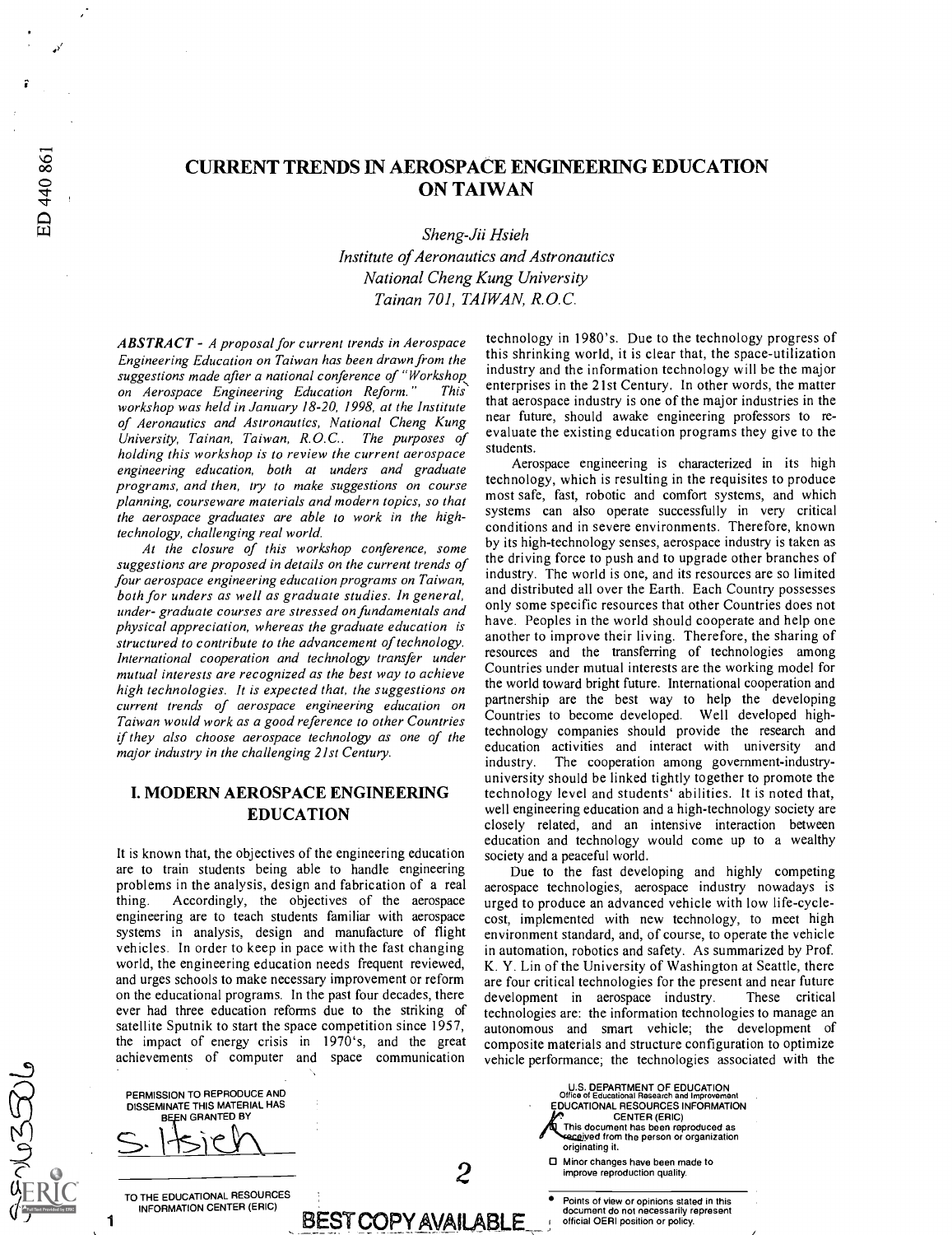# CURRENT TRENDS IN AEROSPACE ENGINEERING EDUCATION ON TAIWAN

*Sheng-Jii Hsieh*
*Institute of Aeronautics and Astronautics*
*National Cheng Kung University*
*Tainan 701, TAIWAN, R.O.C.*

***ABSTRACT*** *- A proposal for current trends in Aerospace Engineering Education on Taiwan has been drawn from the suggestions made after a national conference of "Workshop on Aerospace Engineering Education Reform." This workshop was held in January 18-20, 1998, at the Institute of Aeronautics and Astronautics, National Cheng Kung University, Tainan, Taiwan, R.O.C.. The purposes of holding this workshop is to review the current aerospace engineering education, both at unders and graduate programs, and then, try to make suggestions on course planning, courseware materials and modern topics, so that the aerospace graduates are able to work in the high-technology, challenging real world.*

*At the closure of this workshop conference, some suggestions are proposed in details on the current trends of four aerospace engineering education programs on Taiwan, both for unders as well as graduate studies. In general, under- graduate courses are stressed on fundamentals and physical appreciation, whereas the graduate education is structured to contribute to the advancement of technology. International cooperation and technology transfer under mutual interests are recognized as the best way to achieve high technologies. It is expected that, the suggestions on current trends of aerospace engineering education on Taiwan would work as a good reference to other Countries if they also choose aerospace technology as one of the major industry in the challenging 21st Century.*

## I. MODERN AEROSPACE ENGINEERING EDUCATION

It is known that, the objectives of the engineering education are to train students being able to handle engineering problems in the analysis, design and fabrication of a real thing. Accordingly, the objectives of the aerospace engineering are to teach students familiar with aerospace systems in analysis, design and manufacture of flight vehicles. In order to keep in pace with the fast changing world, the engineering education needs frequent reviewed, and urges schools to make necessary improvement or reform on the educational programs. In the past four decades, there ever had three education reforms due to the striking of satellite Sputnik to start the space competition since 1957, the impact of energy crisis in 1970's, and the great achievements of computer and space communication technology in 1980's. Due to the technology progress of this shrinking world, it is clear that, the space-utilization industry and the information technology will be the major enterprises in the 21st Century. In other words, the matter that aerospace industry is one of the major industries in the near future, should awake engineering professors to re-evaluate the existing education programs they give to the students.

Aerospace engineering is characterized in its high technology, which is resulting in the requisites to produce most safe, fast, robotic and comfort systems, and which systems can also operate successfully in very critical conditions and in severe environments. Therefore, known by its high-technology senses, aerospace industry is taken as the driving force to push and to upgrade other branches of industry. The world is one, and its resources are so limited and distributed all over the Earth. Each Country possesses only some specific resources that other Countries does not have. Peoples in the world should cooperate and help one another to improve their living. Therefore, the sharing of resources and the transferring of technologies among Countries under mutual interests are the working model for the world toward bright future. International cooperation and partnership are the best way to help the developing Countries to become developed. Well developed high-technology companies should provide the research and education activities and interact with university and industry. The cooperation among government-industry-university should be linked tightly together to promote the technology level and students' abilities. It is noted that, well engineering education and a high-technology society are closely related, and an intensive interaction between education and technology would come up to a wealthy society and a peaceful world.

Due to the fast developing and highly competing aerospace technologies, aerospace industry nowadays is urged to produce an advanced vehicle with low life-cycle-cost, implemented with new technology, to meet high environment standard, and, of course, to operate the vehicle in automation, robotics and safety. As summarized by Prof. K. Y. Lin of the University of Washington at Seattle, there are four critical technologies for the present and near future development in aerospace industry. These critical technologies are: the information technologies to manage an autonomous and smart vehicle; the development of composite materials and structure configuration to optimize vehicle performance; the technologies associated with the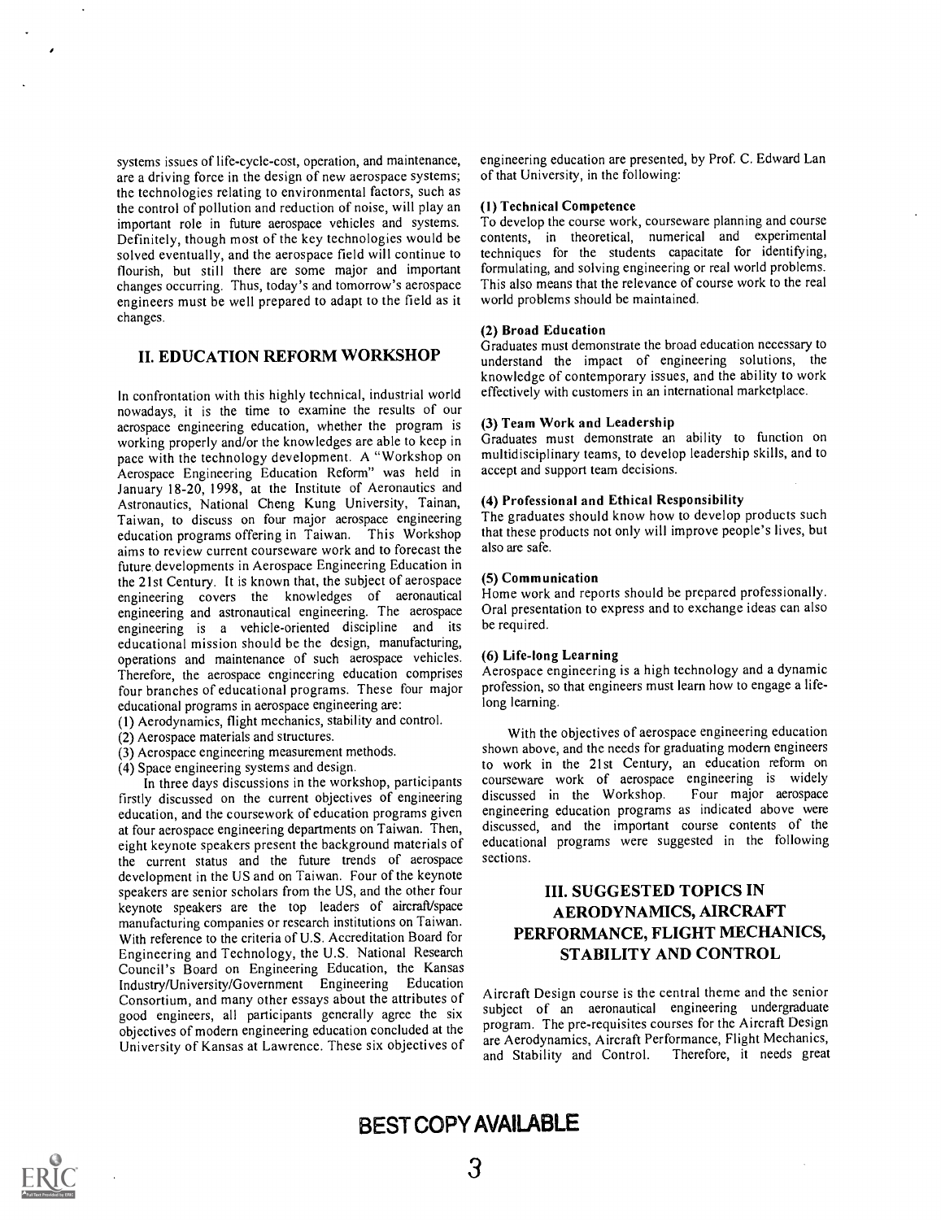systems issues of life-cycle-cost, operation, and maintenance, are a driving force in the design of new aerospace systems; the technologies relating to environmental factors, such as the control of pollution and reduction of noise, will play an important role in future aerospace vehicles and systems. Definitely, though most of the key technologies would be solved eventually, and the aerospace field will continue to flourish, but still there are some major and important changes occurring. Thus, today's and tomorrow's aerospace engineers must be well prepared to adapt to the field as it changes.

## II. EDUCATION REFORM WORKSHOP

In confrontation with this highly technical, industrial world nowadays, it is the time to examine the results of our aerospace engineering education, whether the program is working properly and/or the knowledges are able to keep in pace with the technology development. A "Workshop on Aerospace Engineering Education Reform" was held in January 18-20, 1998, at the Institute of Aeronautics and Astronautics, National Cheng Kung University, Tainan, Taiwan, to discuss on four major aerospace engineering education programs offering in Taiwan. This Workshop aims to review current courseware work and to forecast the future developments in Aerospace Engineering Education in the 21st Century. It is known that, the subject of aerospace engineering covers the knowledges of aeronautical engineering and astronautical engineering. The aerospace engineering is a vehicle-oriented discipline and its educational mission should be the design, manufacturing, operations and maintenance of such aerospace vehicles. Therefore, the aerospace engineering education comprises four branches of educational programs. These four major educational programs in aerospace engineering are:

(1) Aerodynamics, flight mechanics, stability and control.
(2) Aerospace materials and structures.
(3) Aerospace engineering measurement methods.
(4) Space engineering systems and design.

In three days discussions in the workshop, participants firstly discussed on the current objectives of engineering education, and the coursework of education programs given at four aerospace engineering departments on Taiwan. Then, eight keynote speakers present the background materials of the current status and the future trends of aerospace development in the US and on Taiwan. Four of the keynote speakers are senior scholars from the US, and the other four keynote speakers are the top leaders of aircraft/space manufacturing companies or research institutions on Taiwan. With reference to the criteria of U.S. Accreditation Board for Engineering and Technology, the U.S. National Research Council's Board on Engineering Education, the Kansas Industry/University/Government Engineering Education Consortium, and many other essays about the attributes of good engineers, all participants generally agree the six objectives of modern engineering education concluded at the University of Kansas at Lawrence. These six objectives of engineering education are presented, by Prof. C. Edward Lan of that University, in the following:

**(1) Technical Competence**
To develop the course work, courseware planning and course contents, in theoretical, numerical and experimental techniques for the students capacitate for identifying, formulating, and solving engineering or real world problems. This also means that the relevance of course work to the real world problems should be maintained.

**(2) Broad Education**
Graduates must demonstrate the broad education necessary to understand the impact of engineering solutions, the knowledge of contemporary issues, and the ability to work effectively with customers in an international marketplace.

**(3) Team Work and Leadership**
Graduates must demonstrate an ability to function on multidisciplinary teams, to develop leadership skills, and to accept and support team decisions.

**(4) Professional and Ethical Responsibility**
The graduates should know how to develop products such that these products not only will improve people's lives, but also are safe.

**(5) Communication**
Home work and reports should be prepared professionally. Oral presentation to express and to exchange ideas can also be required.

**(6) Life-long Learning**
Aerospace engineering is a high technology and a dynamic profession, so that engineers must learn how to engage a life-long learning.

With the objectives of aerospace engineering education shown above, and the needs for graduating modern engineers to work in the 21st Century, an education reform on courseware work of aerospace engineering is widely discussed in the Workshop. Four major aerospace engineering education programs as indicated above were discussed, and the important course contents of the educational programs were suggested in the following sections.

## III. SUGGESTED TOPICS IN AERODYNAMICS, AIRCRAFT PERFORMANCE, FLIGHT MECHANICS, STABILITY AND CONTROL

Aircraft Design course is the central theme and the senior subject of an aeronautical engineering undergraduate program. The pre-requisites courses for the Aircraft Design are Aerodynamics, Aircraft Performance, Flight Mechanics, and Stability and Control. Therefore, it needs great

BEST COPY AVAILABLE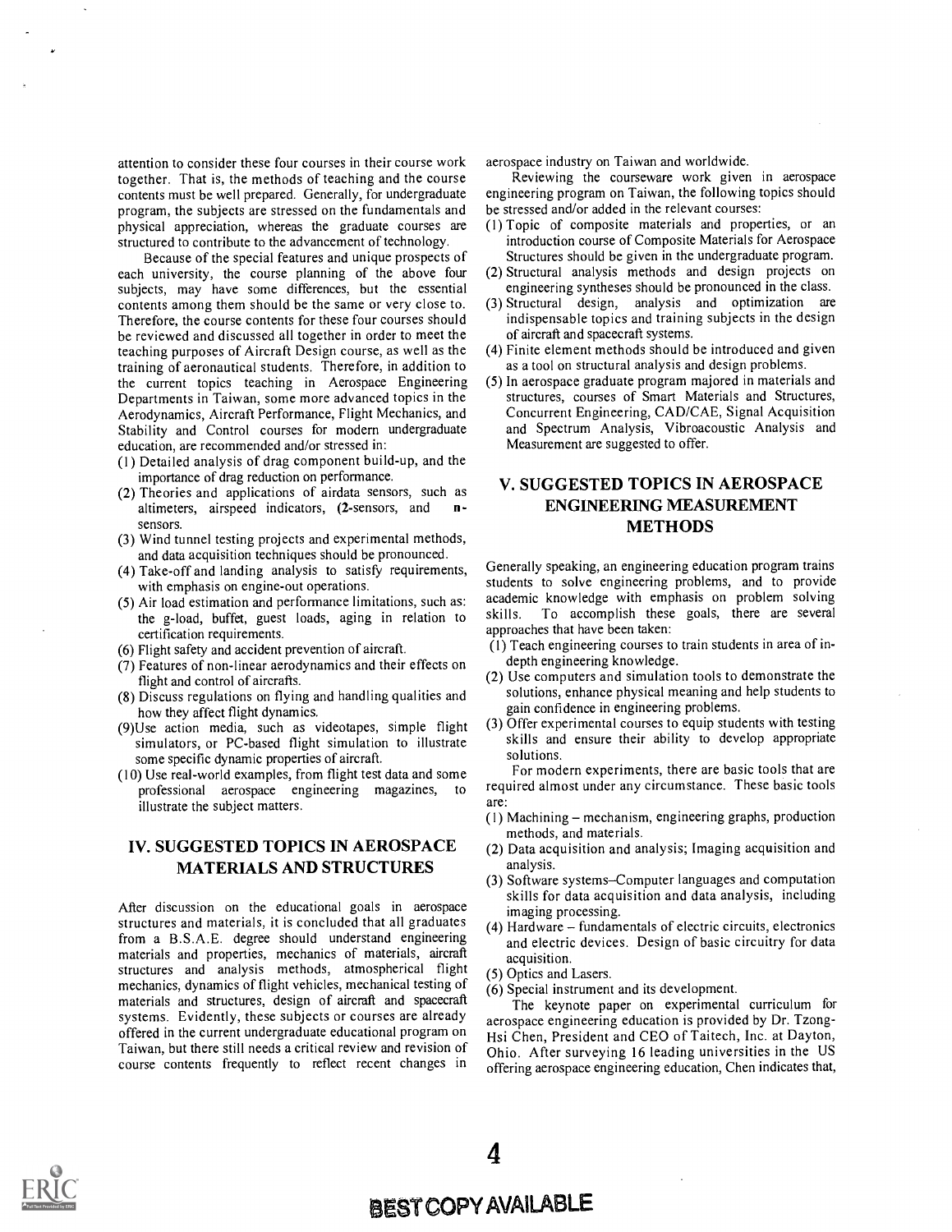attention to consider these four courses in their course work together. That is, the methods of teaching and the course contents must be well prepared. Generally, for undergraduate program, the subjects are stressed on the fundamentals and physical appreciation, whereas the graduate courses are structured to contribute to the advancement of technology.

Because of the special features and unique prospects of each university, the course planning of the above four subjects, may have some differences, but the essential contents among them should be the same or very close to. Therefore, the course contents for these four courses should be reviewed and discussed all together in order to meet the teaching purposes of Aircraft Design course, as well as the training of aeronautical students. Therefore, in addition to the current topics teaching in Aerospace Engineering Departments in Taiwan, some more advanced topics in the Aerodynamics, Aircraft Performance, Flight Mechanics, and Stability and Control courses for modern undergraduate education, are recommended and/or stressed in:

(1) Detailed analysis of drag component build-up, and the importance of drag reduction on performance.
(2) Theories and applications of airdata sensors, such as altimeters, airspeed indicators, (2-sensors, and n-sensors.
(3) Wind tunnel testing projects and experimental methods, and data acquisition techniques should be pronounced.
(4) Take-off and landing analysis to satisfy requirements, with emphasis on engine-out operations.
(5) Air load estimation and performance limitations, such as: the g-load, buffet, guest loads, aging in relation to certification requirements.
(6) Flight safety and accident prevention of aircraft.
(7) Features of non-linear aerodynamics and their effects on flight and control of aircrafts.
(8) Discuss regulations on flying and handling qualities and how they affect flight dynamics.
(9)Use action media, such as videotapes, simple flight simulators, or PC-based flight simulation to illustrate some specific dynamic properties of aircraft.
(10) Use real-world examples, from flight test data and some professional aerospace engineering magazines, to illustrate the subject matters.

## IV. SUGGESTED TOPICS IN AEROSPACE MATERIALS AND STRUCTURES

After discussion on the educational goals in aerospace structures and materials, it is concluded that all graduates from a B.S.A.E. degree should understand engineering materials and properties, mechanics of materials, aircraft structures and analysis methods, atmospherical flight mechanics, dynamics of flight vehicles, mechanical testing of materials and structures, design of aircraft and spacecraft systems. Evidently, these subjects or courses are already offered in the current undergraduate educational program on Taiwan, but there still needs a critical review and revision of course contents frequently to reflect recent changes in aerospace industry on Taiwan and worldwide.

Reviewing the courseware work given in aerospace engineering program on Taiwan, the following topics should be stressed and/or added in the relevant courses:

(1) Topic of composite materials and properties, or an introduction course of Composite Materials for Aerospace Structures should be given in the undergraduate program.
(2) Structural analysis methods and design projects on engineering syntheses should be pronounced in the class.
(3) Structural design, analysis and optimization are indispensable topics and training subjects in the design of aircraft and spacecraft systems.
(4) Finite element methods should be introduced and given as a tool on structural analysis and design problems.
(5) In aerospace graduate program majored in materials and structures, courses of Smart Materials and Structures, Concurrent Engineering, CAD/CAE, Signal Acquisition and Spectrum Analysis, Vibroacoustic Analysis and Measurement are suggested to offer.

## V. SUGGESTED TOPICS IN AEROSPACE ENGINEERING MEASUREMENT METHODS

Generally speaking, an engineering education program trains students to solve engineering problems, and to provide academic knowledge with emphasis on problem solving skills. To accomplish these goals, there are several approaches that have been taken:

(1) Teach engineering courses to train students in area of in-depth engineering knowledge.
(2) Use computers and simulation tools to demonstrate the solutions, enhance physical meaning and help students to gain confidence in engineering problems.
(3) Offer experimental courses to equip students with testing skills and ensure their ability to develop appropriate solutions.

For modern experiments, there are basic tools that are required almost under any circumstance. These basic tools are:

(1) Machining – mechanism, engineering graphs, production methods, and materials.
(2) Data acquisition and analysis; Imaging acquisition and analysis.
(3) Software systems–Computer languages and computation skills for data acquisition and data analysis, including imaging processing.
(4) Hardware – fundamentals of electric circuits, electronics and electric devices. Design of basic circuitry for data acquisition.
(5) Optics and Lasers.
(6) Special instrument and its development.

The keynote paper on experimental curriculum for aerospace engineering education is provided by Dr. Tzong-Hsi Chen, President and CEO of Taitech, Inc. at Dayton, Ohio. After surveying 16 leading universities in the US offering aerospace engineering education, Chen indicates that,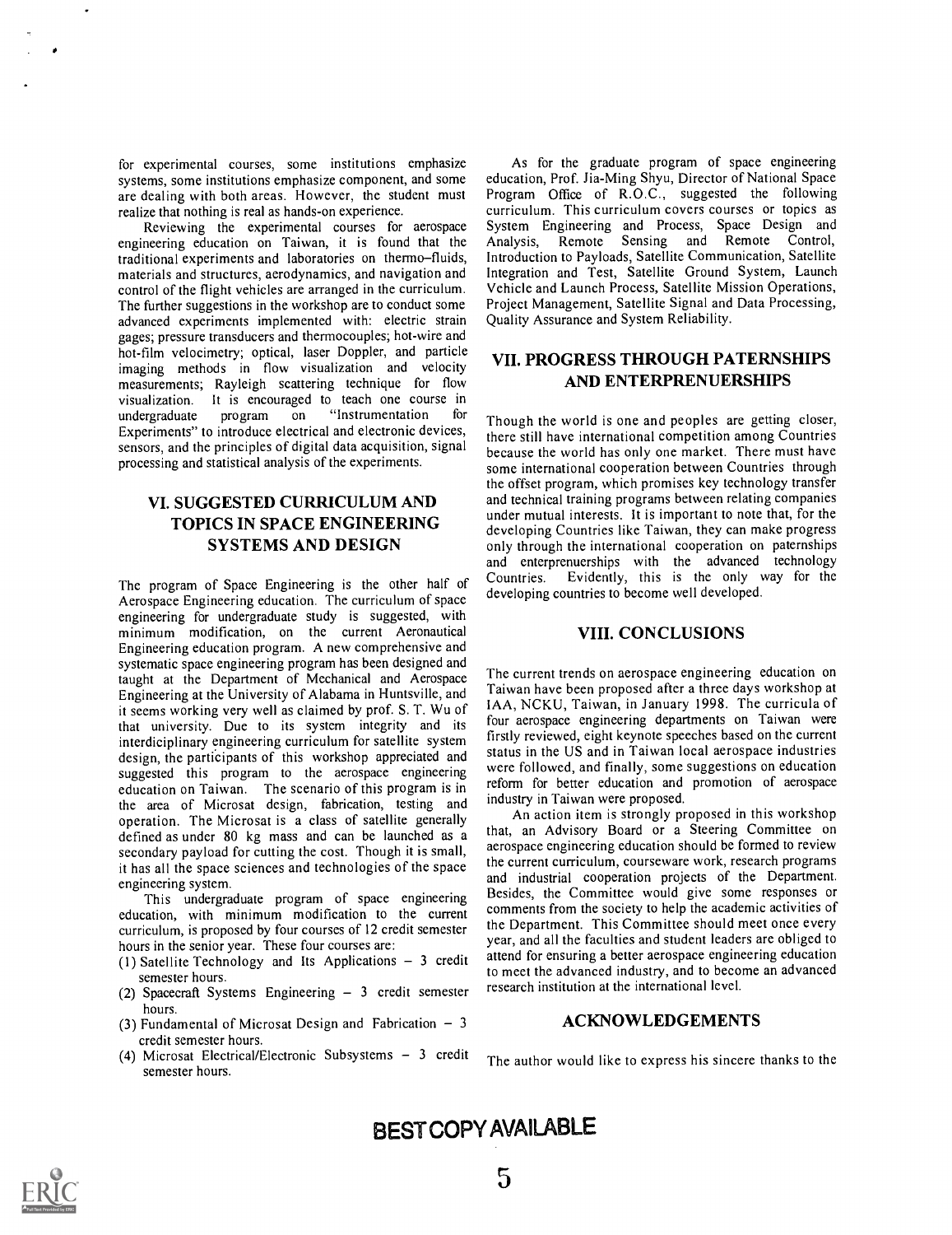for experimental courses, some institutions emphasize systems, some institutions emphasize component, and some are dealing with both areas. However, the student must realize that nothing is real as hands-on experience.

Reviewing the experimental courses for aerospace engineering education on Taiwan, it is found that the traditional experiments and laboratories on thermo–fluids, materials and structures, aerodynamics, and navigation and control of the flight vehicles are arranged in the curriculum. The further suggestions in the workshop are to conduct some advanced experiments implemented with: electric strain gages; pressure transducers and thermocouples; hot-wire and hot-film velocimetry; optical, laser Doppler, and particle imaging methods in flow visualization and velocity measurements; Rayleigh scattering technique for flow visualization. It is encouraged to teach one course in undergraduate program on "Instrumentation for Experiments" to introduce electrical and electronic devices, sensors, and the principles of digital data acquisition, signal processing and statistical analysis of the experiments.

## VI. SUGGESTED CURRICULUM AND TOPICS IN SPACE ENGINEERING SYSTEMS AND DESIGN

The program of Space Engineering is the other half of Aerospace Engineering education. The curriculum of space engineering for undergraduate study is suggested, with minimum modification, on the current Aeronautical Engineering education program. A new comprehensive and systematic space engineering program has been designed and taught at the Department of Mechanical and Aerospace Engineering at the University of Alabama in Huntsville, and it seems working very well as claimed by prof. S. T. Wu of that university. Due to its system integrity and its interdiciplinary engineering curriculum for satellite system design, the participants of this workshop appreciated and suggested this program to the aerospace engineering education on Taiwan. The scenario of this program is in the area of Microsat design, fabrication, testing and operation. The Microsat is a class of satellite generally defined as under 80 kg mass and can be launched as a secondary payload for cutting the cost. Though it is small, it has all the space sciences and technologies of the space engineering system.

This undergraduate program of space engineering education, with minimum modification to the current curriculum, is proposed by four courses of 12 credit semester hours in the senior year. These four courses are:

(1) Satellite Technology and Its Applications – 3 credit semester hours.
(2) Spacecraft Systems Engineering – 3 credit semester hours.
(3) Fundamental of Microsat Design and Fabrication – 3 credit semester hours.
(4) Microsat Electrical/Electronic Subsystems – 3 credit semester hours.

As for the graduate program of space engineering education, Prof. Jia-Ming Shyu, Director of National Space Program Office of R.O.C., suggested the following curriculum. This curriculum covers courses or topics as System Engineering and Process, Space Design and Analysis, Remote Sensing and Remote Control, Introduction to Payloads, Satellite Communication, Satellite Integration and Test, Satellite Ground System, Launch Vehicle and Launch Process, Satellite Mission Operations, Project Management, Satellite Signal and Data Processing, Quality Assurance and System Reliability.

## VII. PROGRESS THROUGH PATERNSHIPS AND ENTERPRENUERSHIPS

Though the world is one and peoples are getting closer, there still have international competition among Countries because the world has only one market. There must have some international cooperation between Countries through the offset program, which promises key technology transfer and technical training programs between relating companies under mutual interests. It is important to note that, for the developing Countries like Taiwan, they can make progress only through the international cooperation on paternships and enterprenuerships with the advanced technology Countries. Evidently, this is the only way for the developing countries to become well developed.

## VIII. CONCLUSIONS

The current trends on aerospace engineering education on Taiwan have been proposed after a three days workshop at IAA, NCKU, Taiwan, in January 1998. The curricula of four aerospace engineering departments on Taiwan were firstly reviewed, eight keynote speeches based on the current status in the US and in Taiwan local aerospace industries were followed, and finally, some suggestions on education reform for better education and promotion of aerospace industry in Taiwan were proposed.

An action item is strongly proposed in this workshop that, an Advisory Board or a Steering Committee on aerospace engineering education should be formed to review the current curriculum, courseware work, research programs and industrial cooperation projects of the Department. Besides, the Committee would give some responses or comments from the society to help the academic activities of the Department. This Committee should meet once every year, and all the faculties and student leaders are obliged to attend for ensuring a better aerospace engineering education to meet the advanced industry, and to become an advanced research institution at the international level.

## ACKNOWLEDGEMENTS

The author would like to express his sincere thanks to the

BEST COPY AVAILABLE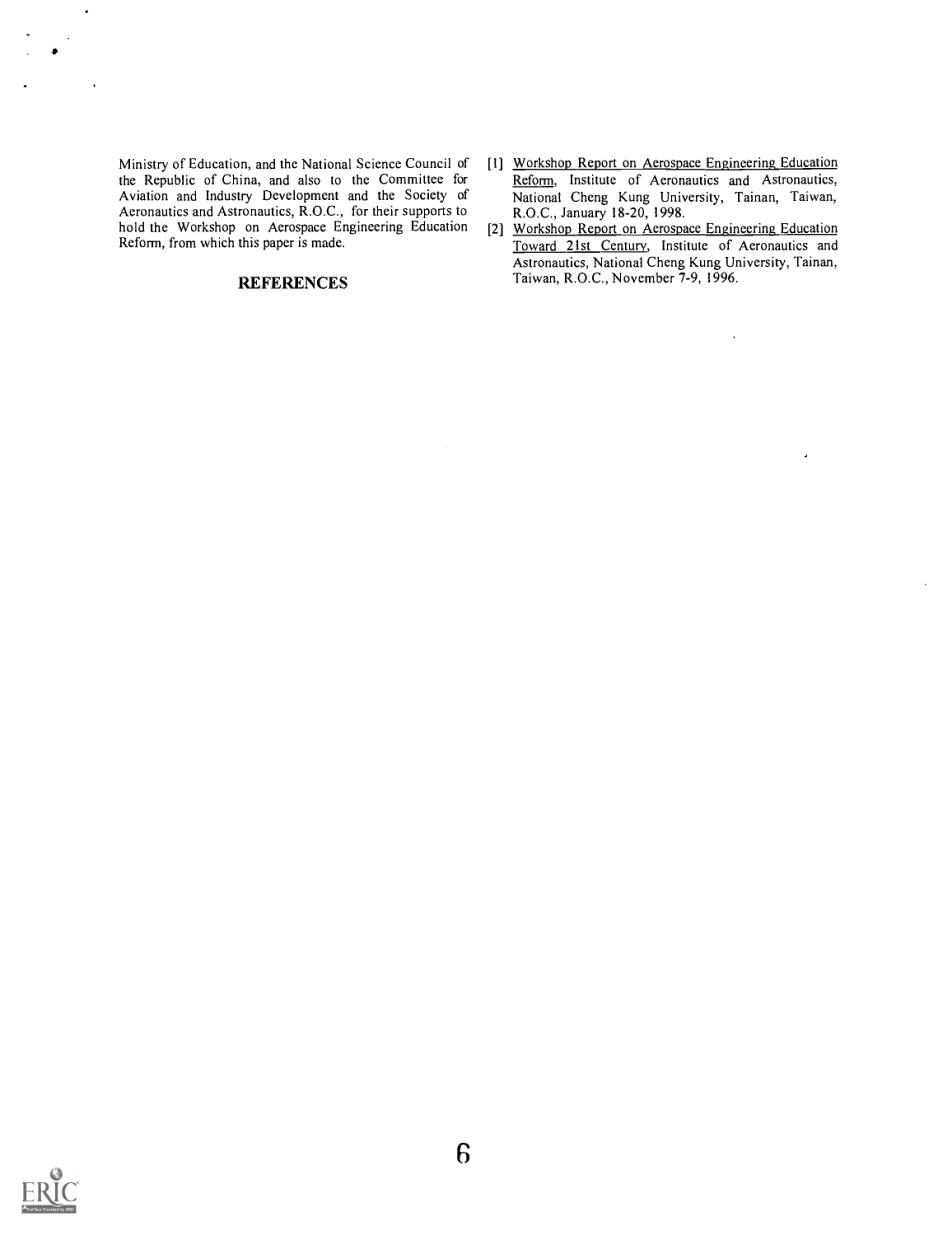Ministry of Education, and the National Science Council of the Republic of China, and also to the Committee for Aviation and Industry Development and the Society of Aeronautics and Astronautics, R.O.C., for their supports to hold the Workshop on Aerospace Engineering Education Reform, from which this paper is made.

## REFERENCES

[1] Workshop Report on Aerospace Engineering Education Reform, Institute of Aeronautics and Astronautics, National Cheng Kung University, Tainan, Taiwan, R.O.C., January 18-20, 1998.

[2] Workshop Report on Aerospace Engineering Education Toward 21st Century, Institute of Aeronautics and Astronautics, National Cheng Kung University, Tainan, Taiwan, R.O.C., November 7-9, 1996.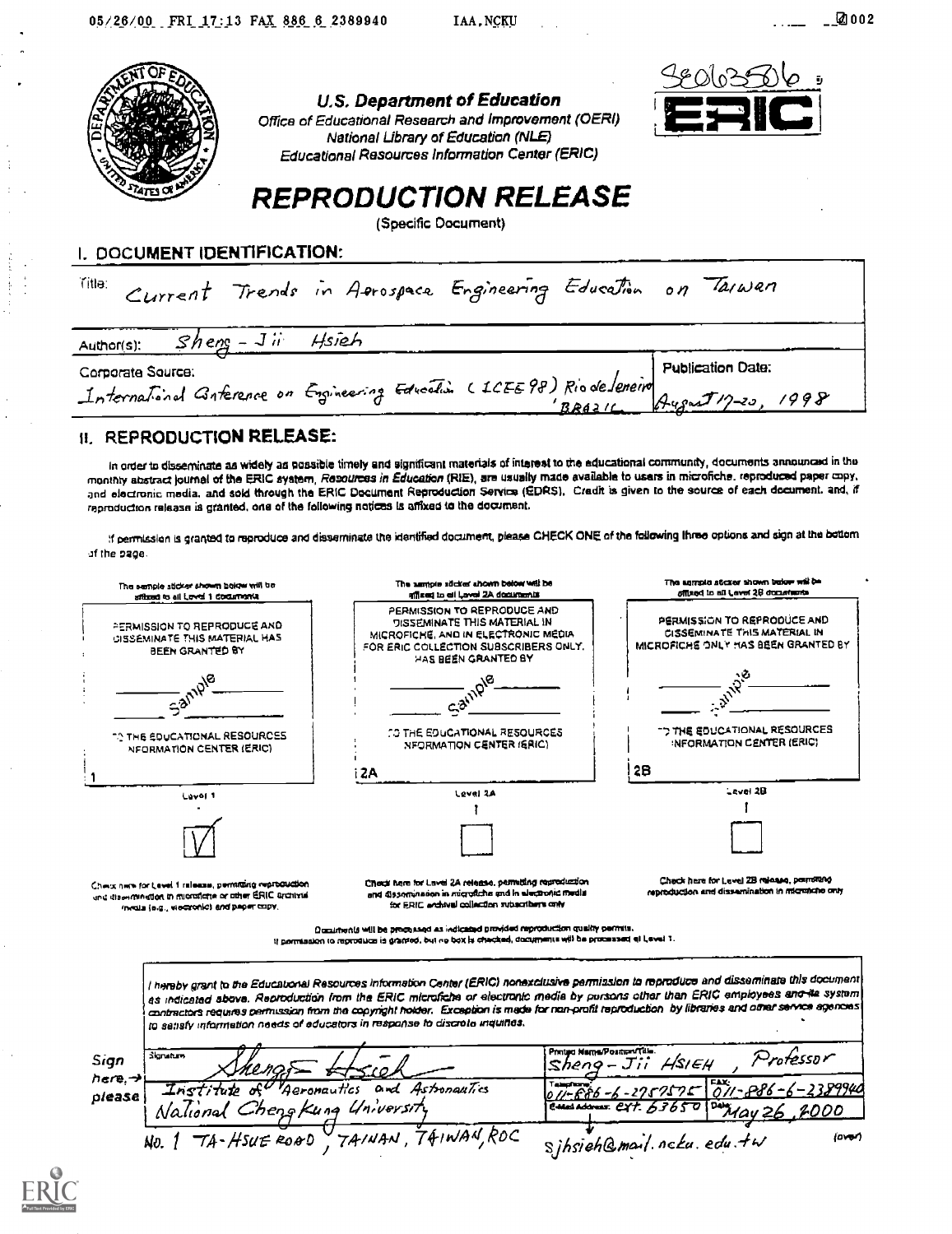U.S. Department of Education
Office of Educational Research and Improvement (OERI)
National Library of Education (NLE)
Educational Resources Information Center (ERIC)

SE063506

ERIC

# REPRODUCTION RELEASE

(Specific Document)

## I. DOCUMENT IDENTIFICATION:

Title: Current Trends in Aerospace Engineering Education on Taiwan

Author(s): Sheng-Jii Hsieh

Corporate Source: International Conference on Engineering Education (ICEE 98) Rio de Janeiro, BRAZIL

Publication Date: August 17-20, 1998

## II. REPRODUCTION RELEASE:

In order to disseminate as widely as possible timely and significant materials of interest to the educational community, documents announced in the monthly abstract journal of the ERIC system, *Resources in Education* (RIE), are usually made available to users in microfiche, reproduced paper copy, and electronic media, and sold through the ERIC Document Reproduction Service (EDRS). Credit is given to the source of each document, and, if reproduction release is granted, one of the following notices is affixed to the document.

If permission is granted to reproduce and disseminate the identified document, please CHECK ONE of the following three options and sign at the bottom of the page.

| The sample sticker shown below will be affixed to all Level 1 documents | The sample sticker shown below will be affixed to all Level 2A documents | The sample sticker shown below will be affixed to all Level 2B documents |
|---|---|---|
| PERMISSION TO REPRODUCE AND DISSEMINATE THIS MATERIAL HAS BEEN GRANTED BY ___ Sample ___ TO THE EDUCATIONAL RESOURCES INFORMATION CENTER (ERIC) | PERMISSION TO REPRODUCE AND DISSEMINATE THIS MATERIAL IN MICROFICHE, AND IN ELECTRONIC MEDIA FOR ERIC COLLECTION SUBSCRIBERS ONLY, HAS BEEN GRANTED BY ___ Sample ___ TO THE EDUCATIONAL RESOURCES INFORMATION CENTER (ERIC) | PERMISSION TO REPRODUCE AND DISSEMINATE THIS MATERIAL IN MICROFICHE ONLY HAS BEEN GRANTED BY ___ Sample ___ TO THE EDUCATIONAL RESOURCES INFORMATION CENTER (ERIC) |
| 1 | 2A | 2B |
| Level 1 | Level 2A | Level 2B |
| ☑ | ☐ | ☐ |
| Check here for Level 1 release, permitting reproduction and dissemination in microfiche or other ERIC archival media (e.g., electronic) and paper copy. | Check here for Level 2A release, permitting reproduction and dissemination in microfiche and in electronic media for ERIC archival collection subscribers only | Check here for Level 2B release, permitting reproduction and dissemination in microfiche only |

Documents will be processed as indicated provided reproduction quality permits.
If permission to reproduce is granted, but no box is checked, documents will be processed at Level 1.

I hereby grant to the Educational Resources Information Center (ERIC) nonexclusive permission to reproduce and disseminate this document as indicated above. Reproduction from the ERIC microfiche or electronic media by persons other than ERIC employees and its system contractors requires permission from the copyright holder. Exception is made for non-profit reproduction by libraries and other service agencies to satisfy information needs of educators in response to discrete inquiries.

Sign here, → please

Signature: Sheng-Jii Hsieh

Printed Name/Position/Title: Sheng-Jii HSIEH, Professor

Organization/Address: Institute of Aeronautics and Astronautics, National Cheng Kung University, No. 1 TA-HSUE ROAD, TAINAN, TAIWAN, ROC

Telephone: 011-886-6-2757575 ext. 63650

FAX: 011-886-6-2389940

E-Mail Address: sjhsieh@mail.ncku.edu.tw

Date: May 26, 2000

(over)